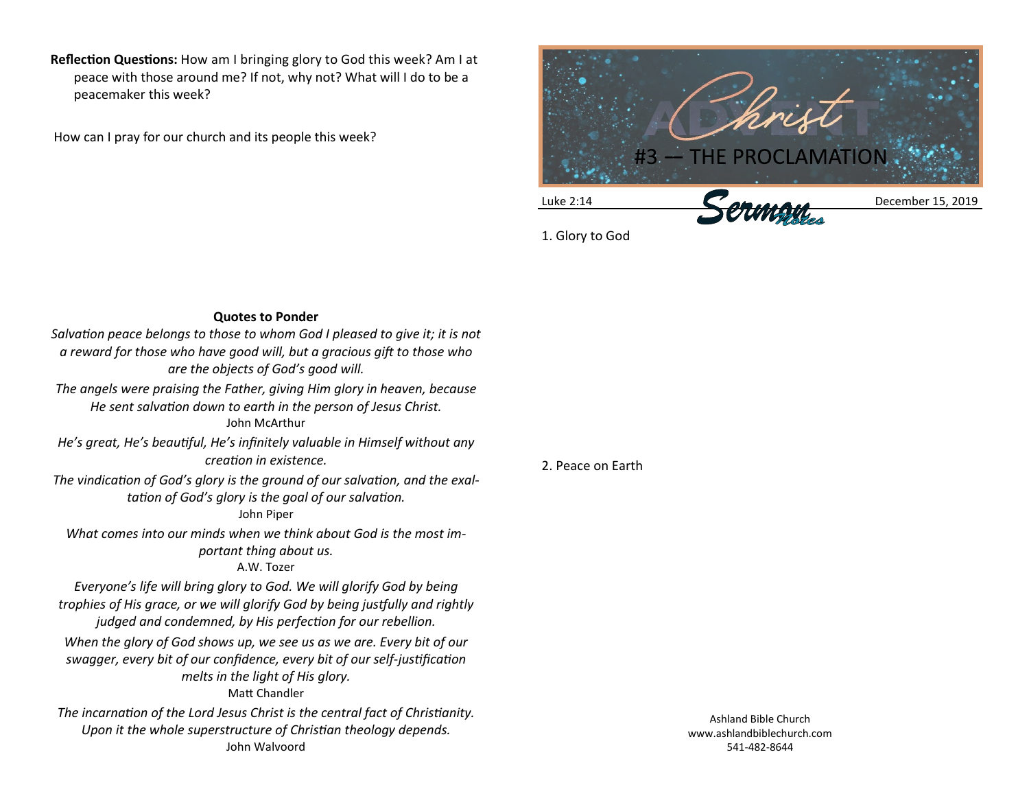**Reflection Questions:** How am I bringing glory to God this week? Am I at peace with those around me? If not, why not? What will I do to be a peacemaker this week?

How can I pray for our church and its people this week?

### Quotes to Ponder

*Salvation peace belongs to those to whom God I pleased to give it; it is not a reward for those who have good will, but a gracious gift to those who are the objects of God's good will.*

*The angels were praising the Father, giving Him glory in heaven, because He sent salvation down to earth in the person of Jesus Christ.*

John McArthur

*He's great, He's beautiful, He's infinitely valuable in Himself without any creation in existence.*

*The vindication of God's glory is the ground of our salvation, and the exaltation of God's glory is the goal of our salvation.*

John Piper

*What comes into our minds when we think about God is the most important thing about us.*

A.W. Tozer

*Everyone's life will bring glory to God. We will glorify God by being trophies of His grace, or we will glorify God by being justfully and rightly judged and condemned, by His perfection for our rebellion.*

*When the glory of God shows up, we see us as we are. Every bit of our swagger, every bit of our confidence, every bit of our self-justification melts in the light of His glory.*

Matt Chandler

*The incarnation of the Lord Jesus Christ is the central fact of Christianity. Upon it the whole superstructure of Christian theology depends.*

John Walvoord

# Advent Christ

## #3 — THE PROCLAMATION

Luke 2:14 — Sermon Notes — December 15, 2019

1. Glory to God

2. Peace on Earth

Ashland Bible Church
www.ashlandbiblechurch.com
541-482-8644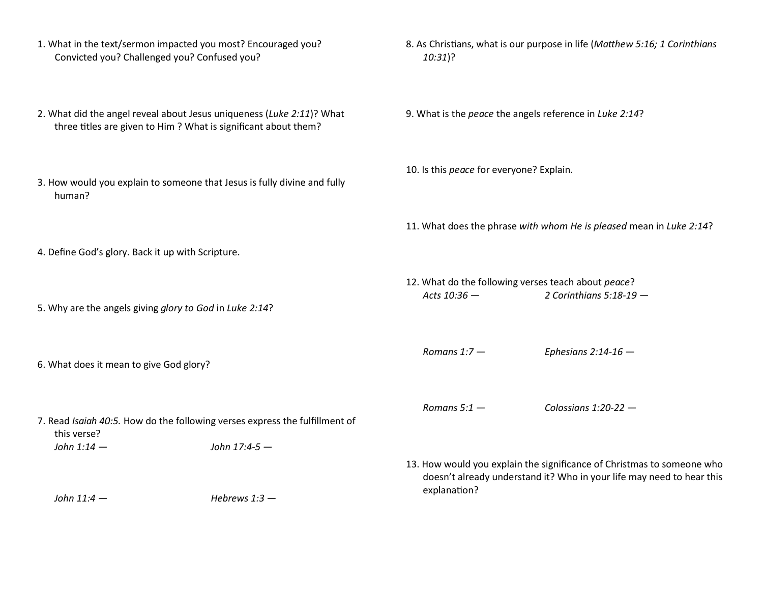1. What in the text/sermon impacted you most? Encouraged you? Convicted you? Challenged you? Confused you?

2. What did the angel reveal about Jesus uniqueness (*Luke 2:11*)? What three titles are given to Him ? What is significant about them?

3. How would you explain to someone that Jesus is fully divine and fully human?

4. Define God's glory. Back it up with Scripture.

5. Why are the angels giving *glory to God* in *Luke 2:14*?

6. What does it mean to give God glory?

7. Read *Isaiah 40:5.* How do the following verses express the fulfillment of this verse?

   *John 1:14 —*

   *John 17:4-5 —*

   *John 11:4 —*

   *Hebrews 1:3 —*

8. As Christians, what is our purpose in life (*Matthew 5:16; 1 Corinthians 10:31*)?

9. What is the *peace* the angels reference in *Luke 2:14*?

10. Is this *peace* for everyone? Explain.

11. What does the phrase *with whom He is pleased* mean in *Luke 2:14*?

12. What do the following verses teach about *peace*?

    *Acts 10:36 —*

    *2 Corinthians 5:18-19 —*

    *Romans 1:7 —*

    *Ephesians 2:14-16 —*

    *Romans 5:1 —*

    *Colossians 1:20-22 —*

13. How would you explain the significance of Christmas to someone who doesn't already understand it? Who in your life may need to hear this explanation?